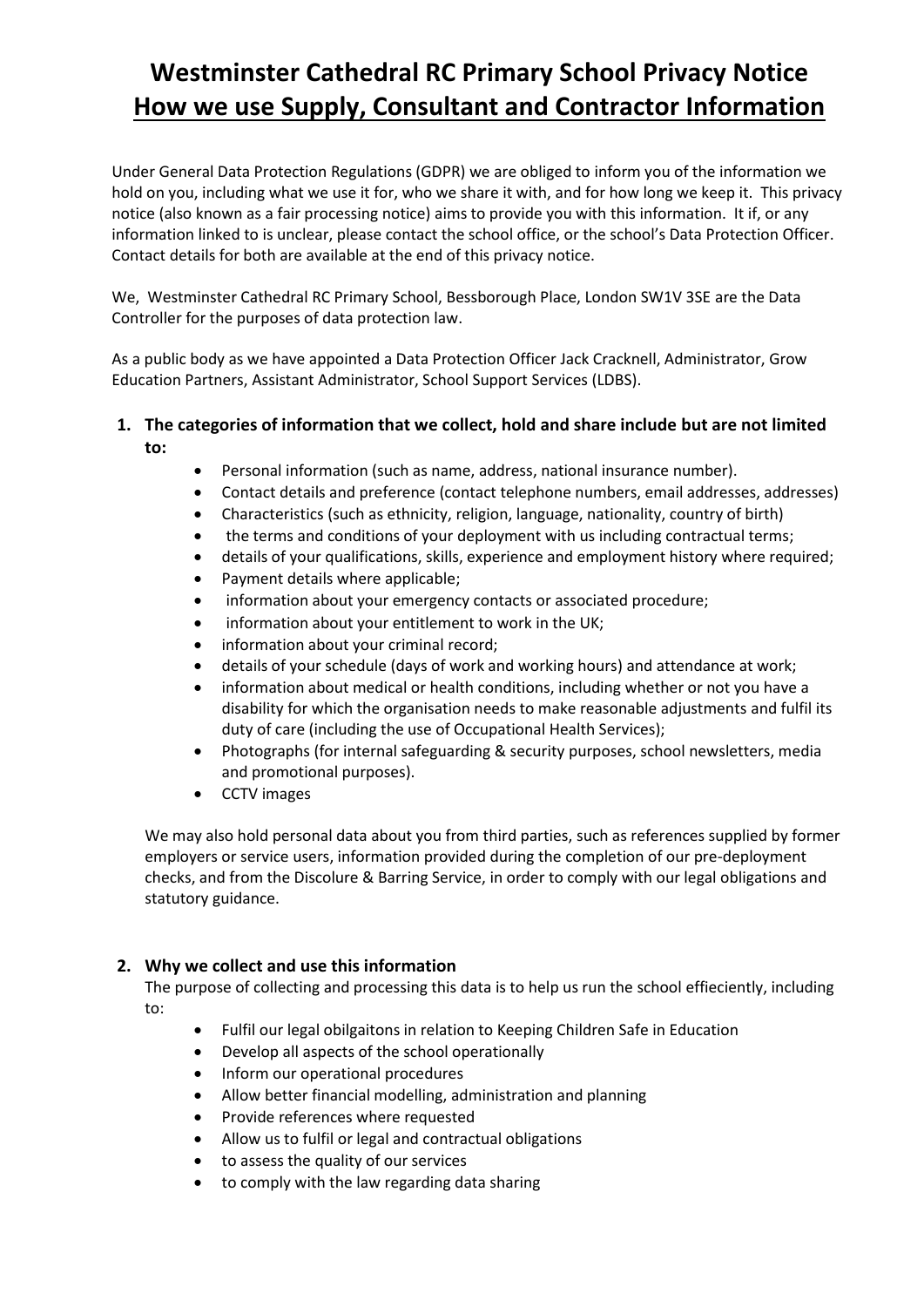# Westminster Cathedral RC Primary School Privacy Notice
## <u>How we use Supply, Consultant and Contractor Information</u>

Under General Data Protection Regulations (GDPR) we are obliged to inform you of the information we hold on you, including what we use it for, who we share it with, and for how long we keep it. This privacy notice (also known as a fair processing notice) aims to provide you with this information. It if, or any information linked to is unclear, please contact the school office, or the school's Data Protection Officer. Contact details for both are available at the end of this privacy notice.

We, Westminster Cathedral RC Primary School, Bessborough Place, London SW1V 3SE are the Data Controller for the purposes of data protection law.

As a public body as we have appointed a Data Protection Officer Jack Cracknell, Administrator, Grow Education Partners, Assistant Administrator, School Support Services (LDBS).

### 1. The categories of information that we collect, hold and share include but are not limited to:

- Personal information (such as name, address, national insurance number).
- Contact details and preference (contact telephone numbers, email addresses, addresses)
- Characteristics (such as ethnicity, religion, language, nationality, country of birth)
- the terms and conditions of your deployment with us including contractual terms;
- details of your qualifications, skills, experience and employment history where required;
- Payment details where applicable;
- information about your emergency contacts or associated procedure;
- information about your entitlement to work in the UK;
- information about your criminal record;
- details of your schedule (days of work and working hours) and attendance at work;
- information about medical or health conditions, including whether or not you have a disability for which the organisation needs to make reasonable adjustments and fulfil its duty of care (including the use of Occupational Health Services);
- Photographs (for internal safeguarding & security purposes, school newsletters, media and promotional purposes).
- CCTV images

We may also hold personal data about you from third parties, such as references supplied by former employers or service users, information provided during the completion of our pre-deployment checks, and from the Discolure & Barring Service, in order to comply with our legal obligations and statutory guidance.

### 2. Why we collect and use this information

The purpose of collecting and processing this data is to help us run the school effieciently, including to:

- Fulfil our legal obilgaitons in relation to Keeping Children Safe in Education
- Develop all aspects of the school operationally
- Inform our operational procedures
- Allow better financial modelling, administration and planning
- Provide references where requested
- Allow us to fulfil or legal and contractual obligations
- to assess the quality of our services
- to comply with the law regarding data sharing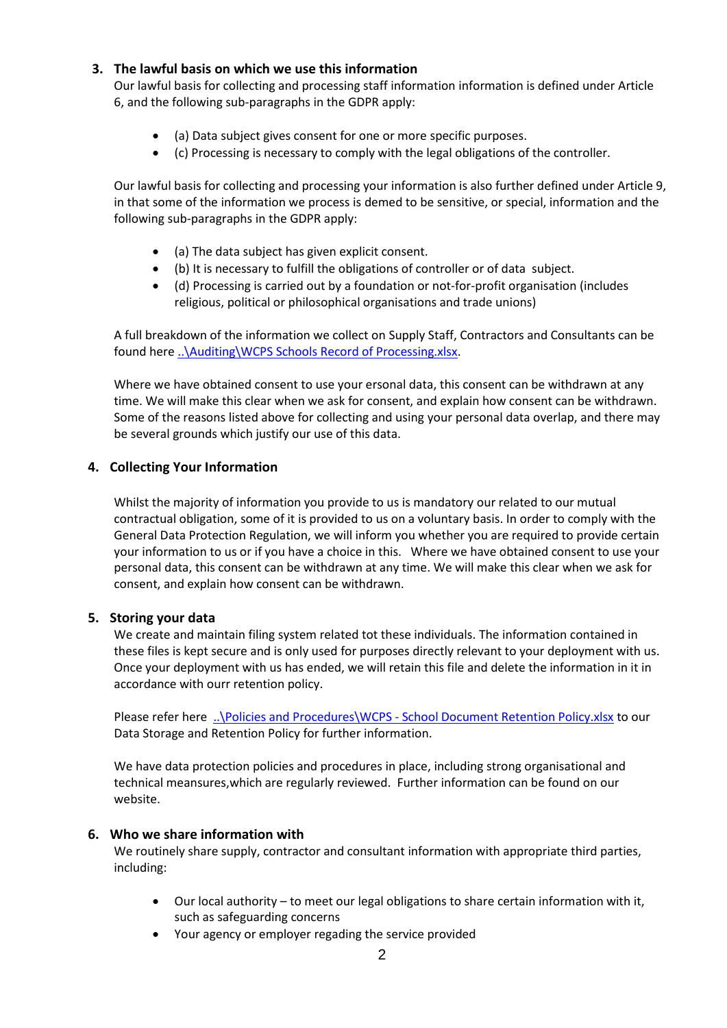## 3. The lawful basis on which we use this information

Our lawful basis for collecting and processing staff information information is defined under Article 6, and the following sub-paragraphs in the GDPR apply:

- (a) Data subject gives consent for one or more specific purposes.
- (c) Processing is necessary to comply with the legal obligations of the controller.

Our lawful basis for collecting and processing your information is also further defined under Article 9, in that some of the information we process is demed to be sensitive, or special, information and the following sub-paragraphs in the GDPR apply:

- (a) The data subject has given explicit consent.
- (b) It is necessary to fulfill the obligations of controller or of data subject.
- (d) Processing is carried out by a foundation or not-for-profit organisation (includes religious, political or philosophical organisations and trade unions)

A full breakdown of the information we collect on Supply Staff, Contractors and Consultants can be found here ..\Auditing\WCPS Schools Record of Processing.xlsx.

Where we have obtained consent to use your ersonal data, this consent can be withdrawn at any time. We will make this clear when we ask for consent, and explain how consent can be withdrawn. Some of the reasons listed above for collecting and using your personal data overlap, and there may be several grounds which justify our use of this data.

## 4. Collecting Your Information

Whilst the majority of information you provide to us is mandatory our related to our mutual contractual obligation, some of it is provided to us on a voluntary basis. In order to comply with the General Data Protection Regulation, we will inform you whether you are required to provide certain your information to us or if you have a choice in this. Where we have obtained consent to use your personal data, this consent can be withdrawn at any time. We will make this clear when we ask for consent, and explain how consent can be withdrawn.

## 5. Storing your data

We create and maintain filing system related tot these individuals. The information contained in these files is kept secure and is only used for purposes directly relevant to your deployment with us. Once your deployment with us has ended, we will retain this file and delete the information in it in accordance with ourr retention policy.

Please refer here ..\Policies and Procedures\WCPS - School Document Retention Policy.xlsx to our Data Storage and Retention Policy for further information.

We have data protection policies and procedures in place, including strong organisational and technical meansures,which are regularly reviewed. Further information can be found on our website.

## 6. Who we share information with

We routinely share supply, contractor and consultant information with appropriate third parties, including:

- Our local authority – to meet our legal obligations to share certain information with it, such as safeguarding concerns
- Your agency or employer regading the service provided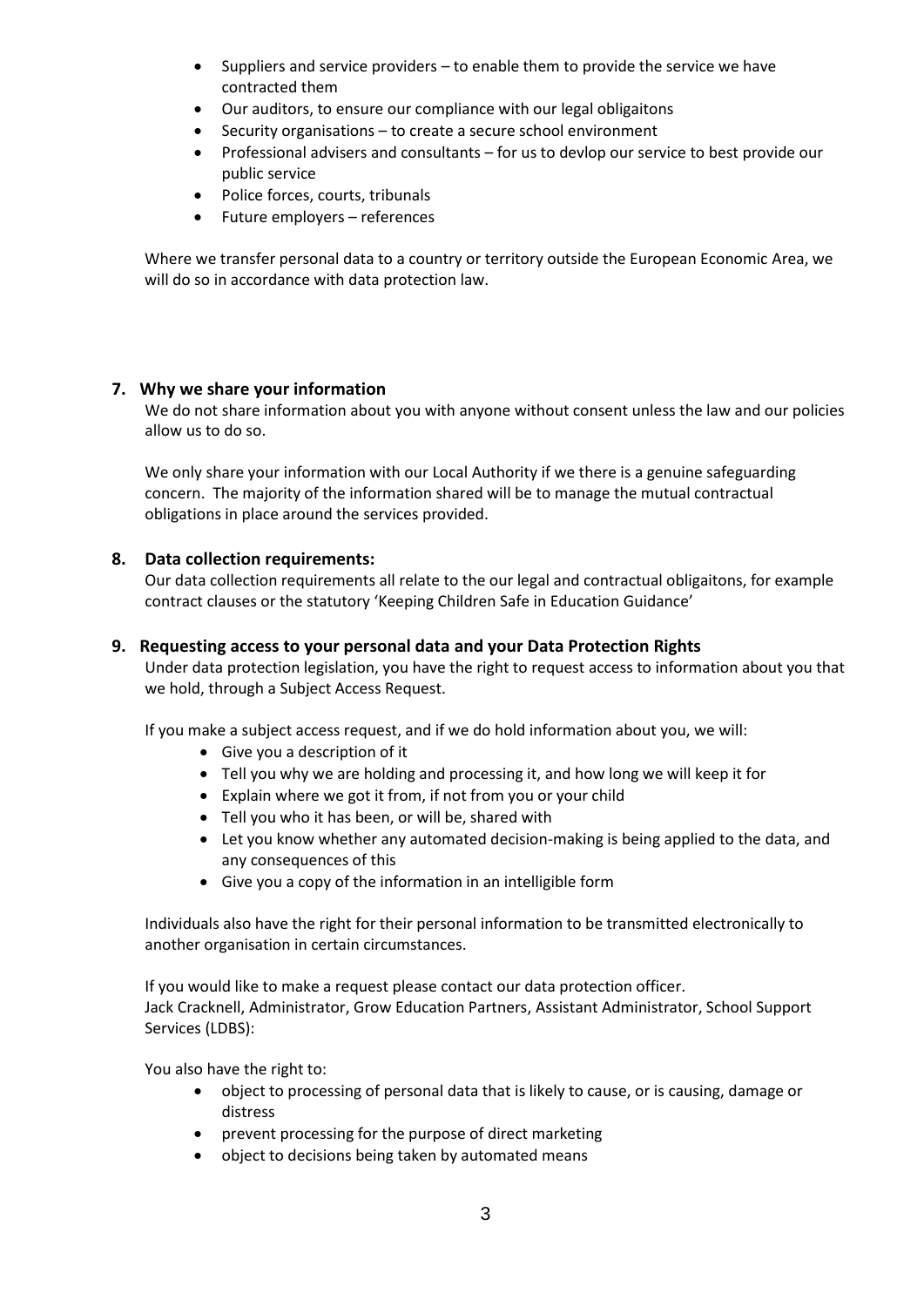- Suppliers and service providers – to enable them to provide the service we have contracted them
- Our auditors, to ensure our compliance with our legal obligaitons
- Security organisations – to create a secure school environment
- Professional advisers and consultants – for us to devlop our service to best provide our public service
- Police forces, courts, tribunals
- Future employers – references

Where we transfer personal data to a country or territory outside the European Economic Area, we will do so in accordance with data protection law.

## 7. Why we share your information

We do not share information about you with anyone without consent unless the law and our policies allow us to do so.

We only share your information with our Local Authority if we there is a genuine safeguarding concern. The majority of the information shared will be to manage the mutual contractual obligations in place around the services provided.

## 8. Data collection requirements:

Our data collection requirements all relate to the our legal and contractual obligaitons, for example contract clauses or the statutory 'Keeping Children Safe in Education Guidance'

## 9. Requesting access to your personal data and your Data Protection Rights

Under data protection legislation, you have the right to request access to information about you that we hold, through a Subject Access Request.

If you make a subject access request, and if we do hold information about you, we will:

- Give you a description of it
- Tell you why we are holding and processing it, and how long we will keep it for
- Explain where we got it from, if not from you or your child
- Tell you who it has been, or will be, shared with
- Let you know whether any automated decision-making is being applied to the data, and any consequences of this
- Give you a copy of the information in an intelligible form

Individuals also have the right for their personal information to be transmitted electronically to another organisation in certain circumstances.

If you would like to make a request please contact our data protection officer.
Jack Cracknell, Administrator, Grow Education Partners, Assistant Administrator, School Support Services (LDBS):

You also have the right to:

- object to processing of personal data that is likely to cause, or is causing, damage or distress
- prevent processing for the purpose of direct marketing
- object to decisions being taken by automated means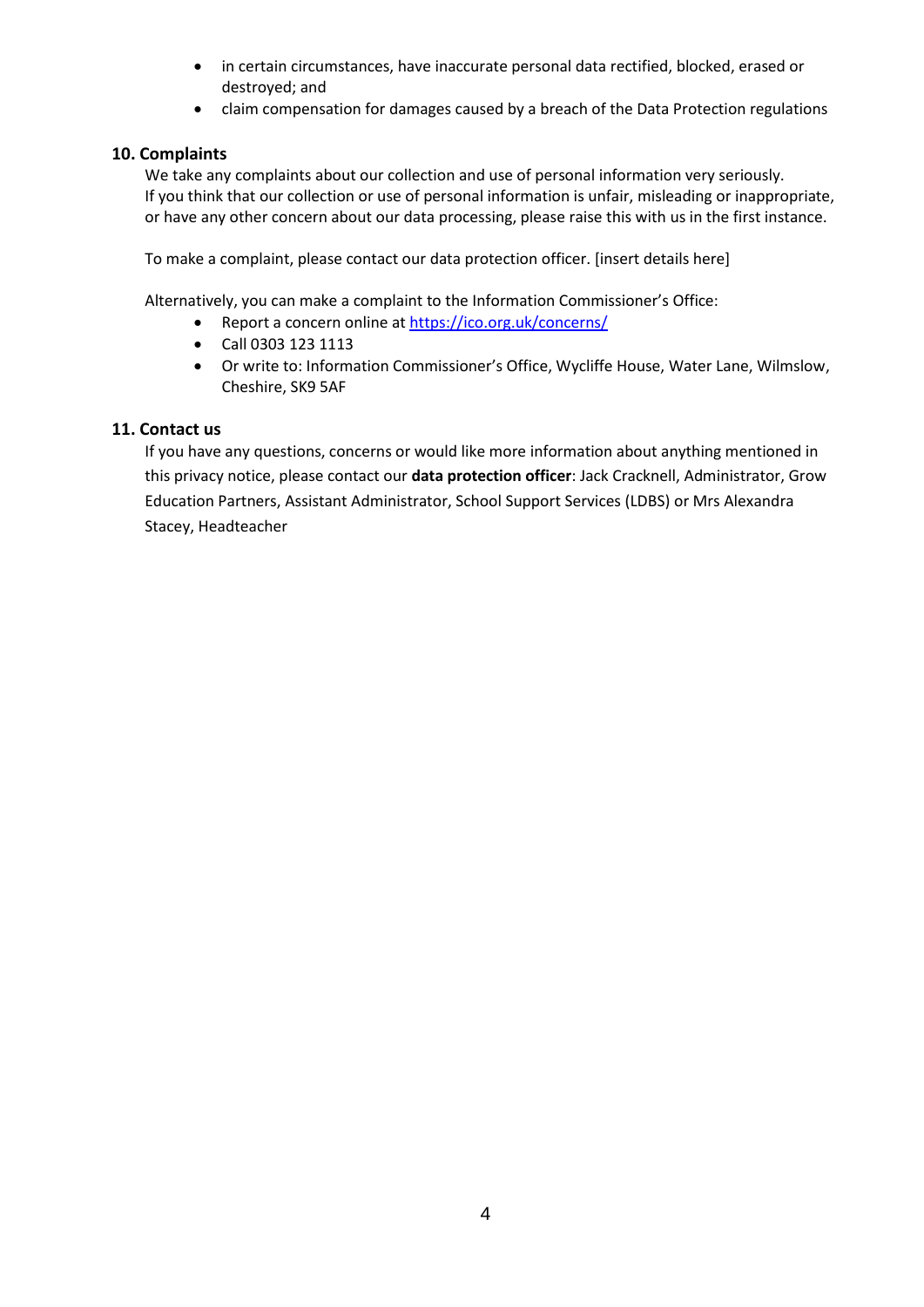- in certain circumstances, have inaccurate personal data rectified, blocked, erased or destroyed; and
- claim compensation for damages caused by a breach of the Data Protection regulations

### 10. Complaints

We take any complaints about our collection and use of personal information very seriously. If you think that our collection or use of personal information is unfair, misleading or inappropriate, or have any other concern about our data processing, please raise this with us in the first instance.

To make a complaint, please contact our data protection officer. [insert details here]

Alternatively, you can make a complaint to the Information Commissioner's Office:

- Report a concern online at https://ico.org.uk/concerns/
- Call 0303 123 1113
- Or write to: Information Commissioner's Office, Wycliffe House, Water Lane, Wilmslow, Cheshire, SK9 5AF

### 11. Contact us

If you have any questions, concerns or would like more information about anything mentioned in this privacy notice, please contact our **data protection officer**: Jack Cracknell, Administrator, Grow Education Partners, Assistant Administrator, School Support Services (LDBS) or Mrs Alexandra Stacey, Headteacher